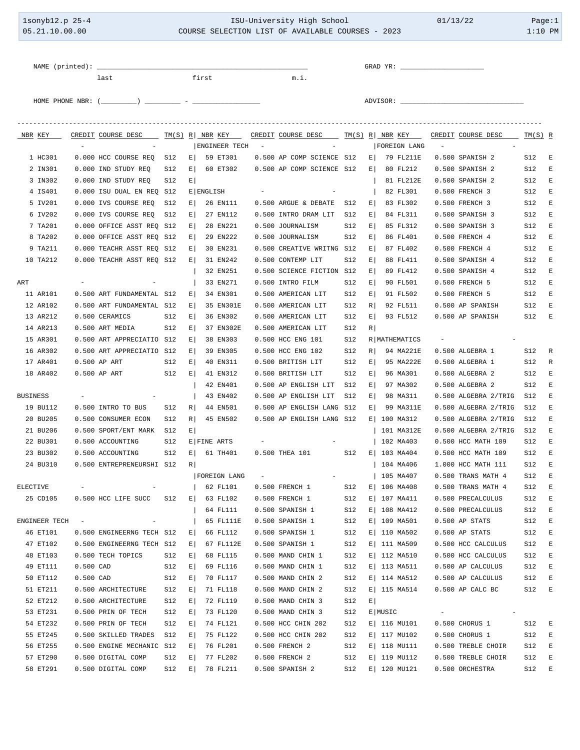ISU-University High School

COURSE SELECTION LIST OF AVAILABLE COURSES - 2023

NAME (printed): ______________________________________ GRAD YR: ______________

last first m.i.

HOME PHONE NBR: (_______) _______ - __________ ADVISOR: ____________________

| NBR | KEY | CREDIT | COURSE DESC | TM(S) | R |
|---|---|---|---|---|---|
| | | - | - | | |
| 1 | HC301 | 0.000 | HCC COURSE REQ | S12 | E |
| 2 | IN301 | 0.000 | IND STUDY REQ | S12 | E |
| 3 | IN302 | 0.000 | IND STUDY REQ | S12 | E |
| 4 | IS401 | 0.000 | ISU DUAL EN REQ | S12 | E |
| 5 | IV201 | 0.000 | IVS COURSE REQ | S12 | E |
| 6 | IV202 | 0.000 | IVS COURSE REQ | S12 | E |
| 7 | TA201 | 0.000 | OFFICE ASST REQ | S12 | E |
| 8 | TA202 | 0.000 | OFFICE ASST REQ | S12 | E |
| 9 | TA211 | 0.000 | TEACHR ASST REQ | S12 | E |
| 10 | TA212 | 0.000 | TEACHR ASST REQ | S12 | E |
| **ART** | | - | - | | |
| 11 | AR101 | 0.500 | ART FUNDAMENTAL | S12 | E |
| 12 | AR102 | 0.500 | ART FUNDAMENTAL | S12 | E |
| 13 | AR212 | 0.500 | CERAMICS | S12 | E |
| 14 | AR213 | 0.500 | ART MEDIA | S12 | E |
| 15 | AR301 | 0.500 | ART APPRECIATIO | S12 | E |
| 16 | AR302 | 0.500 | ART APPRECIATIO | S12 | E |
| 17 | AR401 | 0.500 | AP ART | S12 | E |
| 18 | AR402 | 0.500 | AP ART | S12 | E |
| **BUSINESS** | | - | - | | |
| 19 | BU112 | 0.500 | INTRO TO BUS | S12 | R |
| 20 | BU205 | 0.500 | CONSUMER ECON | S12 | R |
| 21 | BU206 | 0.500 | SPORT/ENT MARK | S12 | E |
| 22 | BU301 | 0.500 | ACCOUNTING | S12 | E |
| 23 | BU302 | 0.500 | ACCOUNTING | S12 | E |
| 24 | BU310 | 0.500 | ENTREPRENEURSHI | S12 | R |
| **ELECTIVE** | | - | - | | |
| 25 | CD105 | 0.500 | HCC LIFE SUCC | S12 | E |
| **ENGINEER TECH** | | - | - | | |
| 46 | ET101 | 0.500 | ENGINEERNG TECH | S12 | E |
| 47 | ET102 | 0.500 | ENGINEERNG TECH | S12 | E |
| 48 | ET103 | 0.500 | TECH TOPICS | S12 | E |
| 49 | ET111 | 0.500 | CAD | S12 | E |
| 50 | ET112 | 0.500 | CAD | S12 | E |
| 51 | ET211 | 0.500 | ARCHITECTURE | S12 | E |
| 52 | ET212 | 0.500 | ARCHITECTURE | S12 | E |
| 53 | ET231 | 0.500 | PRIN OF TECH | S12 | E |
| 54 | ET232 | 0.500 | PRIN OF TECH | S12 | E |
| 55 | ET245 | 0.500 | SKILLED TRADES | S12 | E |
| 56 | ET255 | 0.500 | ENGINE MECHANIC | S12 | E |
| 57 | ET290 | 0.500 | DIGITAL COMP | S12 | E |
| 58 | ET291 | 0.500 | DIGITAL COMP | S12 | E |
| **ENGINEER TECH** | | - | - | | |
| 59 | ET301 | 0.500 | AP COMP SCIENCE | S12 | E |
| 60 | ET302 | 0.500 | AP COMP SCIENCE | S12 | E |
| **ENGLISH** | | - | - | | |
| 26 | EN111 | 0.500 | ARGUE & DEBATE | S12 | E |
| 27 | EN112 | 0.500 | INTRO DRAM LIT | S12 | E |
| 28 | EN221 | 0.500 | JOURNALISM | S12 | E |
| 29 | EN222 | 0.500 | JOURNALISM | S12 | E |
| 30 | EN231 | 0.500 | CREATIVE WRITNG | S12 | E |
| 31 | EN242 | 0.500 | CONTEMP LIT | S12 | E |
| 32 | EN251 | 0.500 | SCIENCE FICTION | S12 | E |
| 33 | EN271 | 0.500 | INTRO FILM | S12 | E |
| 34 | EN301 | 0.500 | AMERICAN LIT | S12 | E |
| 35 | EN301E | 0.500 | AMERICAN LIT | S12 | R |
| 36 | EN302 | 0.500 | AMERICAN LIT | S12 | E |
| 37 | EN302E | 0.500 | AMERICAN LIT | S12 | R |
| 38 | EN303 | 0.500 | HCC ENG 101 | S12 | R |
| 39 | EN305 | 0.500 | HCC ENG 102 | S12 | R |
| 40 | EN311 | 0.500 | BRITISH LIT | S12 | E |
| 41 | EN312 | 0.500 | BRITISH LIT | S12 | E |
| 42 | EN401 | 0.500 | AP ENGLISH LIT | S12 | E |
| 43 | EN402 | 0.500 | AP ENGLISH LIT | S12 | E |
| 44 | EN501 | 0.500 | AP ENGLISH LANG | S12 | E |
| 45 | EN502 | 0.500 | AP ENGLISH LANG | S12 | E |
| **FINE ARTS** | | - | - | | |
| 61 | TH401 | 0.500 | THEA 101 | S12 | E |
| **FOREIGN LANG** | | - | - | | |
| 62 | FL101 | 0.500 | FRENCH 1 | S12 | E |
| 63 | FL102 | 0.500 | FRENCH 1 | S12 | E |
| 64 | FL111 | 0.500 | SPANISH 1 | S12 | E |
| 65 | FL111E | 0.500 | SPANISH 1 | S12 | E |
| 66 | FL112 | 0.500 | SPANISH 1 | S12 | E |
| 67 | FL112E | 0.500 | SPANISH 1 | S12 | E |
| 68 | FL115 | 0.500 | MAND CHIN 1 | S12 | E |
| 69 | FL116 | 0.500 | MAND CHIN 1 | S12 | E |
| 70 | FL117 | 0.500 | MAND CHIN 2 | S12 | E |
| 71 | FL118 | 0.500 | MAND CHIN 2 | S12 | E |
| 72 | FL119 | 0.500 | MAND CHIN 3 | S12 | E |
| 73 | FL120 | 0.500 | MAND CHIN 3 | S12 | E |
| 74 | FL121 | 0.500 | HCC CHIN 202 | S12 | E |
| 75 | FL122 | 0.500 | HCC CHIN 202 | S12 | E |
| 76 | FL201 | 0.500 | FRENCH 2 | S12 | E |
| 77 | FL202 | 0.500 | FRENCH 2 | S12 | E |
| 78 | FL211 | 0.500 | SPANISH 2 | S12 | E |
| **FOREIGN LANG** | | - | - | | |
| 79 | FL211E | 0.500 | SPANISH 2 | S12 | E |
| 80 | FL212 | 0.500 | SPANISH 2 | S12 | E |
| 81 | FL212E | 0.500 | SPANISH 2 | S12 | E |
| 82 | FL301 | 0.500 | FRENCH 3 | S12 | E |
| 83 | FL302 | 0.500 | FRENCH 3 | S12 | E |
| 84 | FL311 | 0.500 | SPANISH 3 | S12 | E |
| 85 | FL312 | 0.500 | SPANISH 3 | S12 | E |
| 86 | FL401 | 0.500 | FRENCH 4 | S12 | E |
| 87 | FL402 | 0.500 | FRENCH 4 | S12 | E |
| 88 | FL411 | 0.500 | SPANISH 4 | S12 | E |
| 89 | FL412 | 0.500 | SPANISH 4 | S12 | E |
| 90 | FL501 | 0.500 | FRENCH 5 | S12 | E |
| 91 | FL502 | 0.500 | FRENCH 5 | S12 | E |
| 92 | FL511 | 0.500 | AP SPANISH | S12 | E |
| 93 | FL512 | 0.500 | AP SPANISH | S12 | E |
| **MATHEMATICS** | | - | - | | |
| 94 | MA221E | 0.500 | ALGEBRA 1 | S12 | R |
| 95 | MA222E | 0.500 | ALGEBRA 1 | S12 | R |
| 96 | MA301 | 0.500 | ALGEBRA 2 | S12 | E |
| 97 | MA302 | 0.500 | ALGEBRA 2 | S12 | E |
| 98 | MA311 | 0.500 | ALGEBRA 2/TRIG | S12 | E |
| 99 | MA311E | 0.500 | ALGEBRA 2/TRIG | S12 | E |
| 100 | MA312 | 0.500 | ALGEBRA 2/TRIG | S12 | E |
| 101 | MA312E | 0.500 | ALGEBRA 2/TRIG | S12 | E |
| 102 | MA403 | 0.500 | HCC MATH 109 | S12 | E |
| 103 | MA404 | 0.500 | HCC MATH 109 | S12 | E |
| 104 | MA406 | 1.000 | HCC MATH 111 | S12 | E |
| 105 | MA407 | 0.500 | TRANS MATH 4 | S12 | E |
| 106 | MA408 | 0.500 | TRANS MATH 4 | S12 | E |
| 107 | MA411 | 0.500 | PRECALCULUS | S12 | E |
| 108 | MA412 | 0.500 | PRECALCULUS | S12 | E |
| 109 | MA501 | 0.500 | AP STATS | S12 | E |
| 110 | MA502 | 0.500 | AP STATS | S12 | E |
| 111 | MA509 | 0.500 | HCC CALCULUS | S12 | E |
| 112 | MA510 | 0.500 | HCC CALCULUS | S12 | E |
| 113 | MA511 | 0.500 | AP CALCULUS | S12 | E |
| 114 | MA512 | 0.500 | AP CALCULUS | S12 | E |
| 115 | MA514 | 0.500 | AP CALC BC | S12 | E |
| **MUSIC** | | - | - | | |
| 116 | MU101 | 0.500 | CHORUS 1 | S12 | E |
| 117 | MU102 | 0.500 | CHORUS 1 | S12 | E |
| 118 | MU111 | 0.500 | TREBLE CHOIR | S12 | E |
| 119 | MU112 | 0.500 | TREBLE CHOIR | S12 | E |
| 120 | MU121 | 0.500 | ORCHESTRA | S12 | E |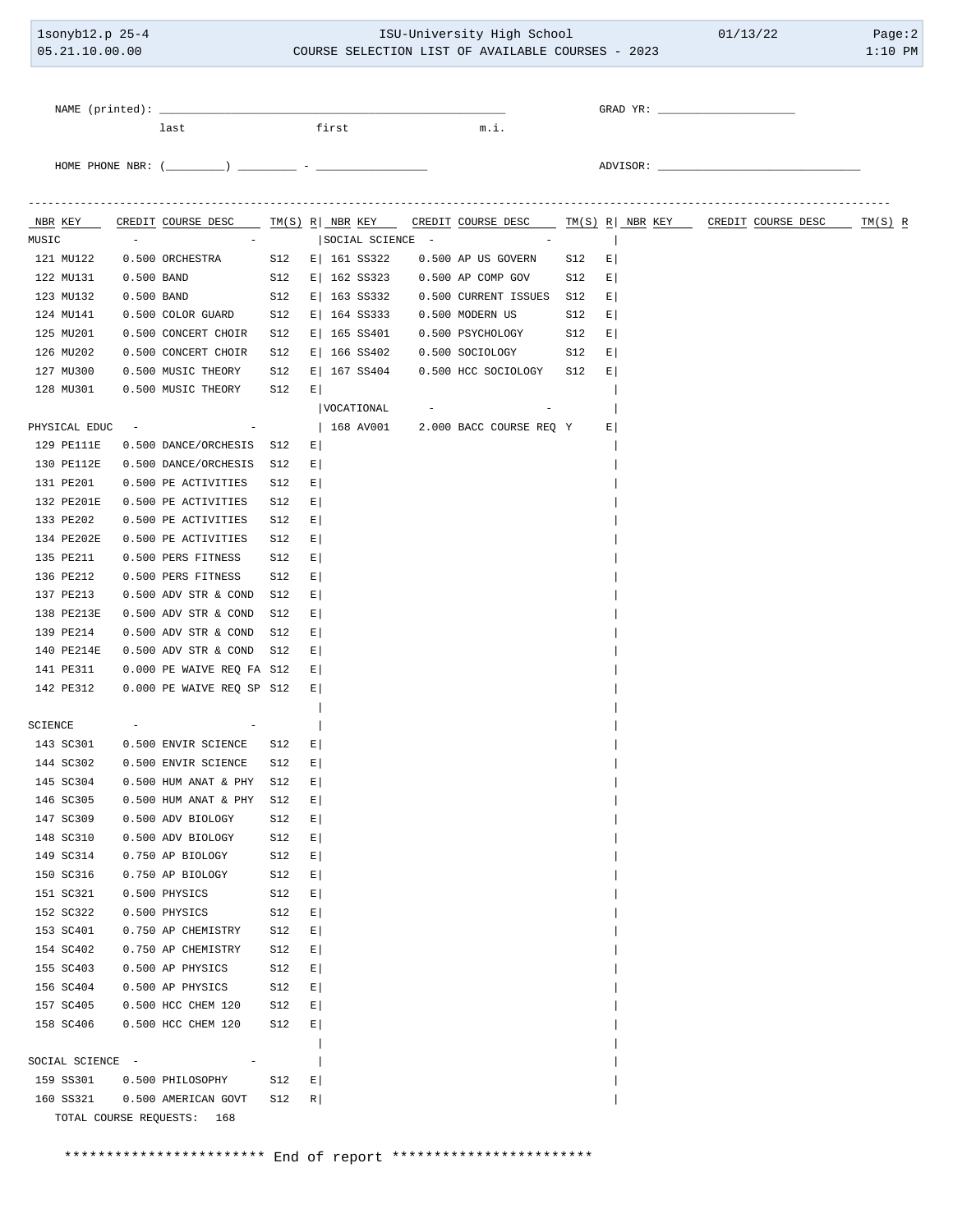# ISU-University High School
## COURSE SELECTION LIST OF AVAILABLE COURSES - 2023

NAME (printed): ____________________________________________ GRAD YR: ____________________
last first m.i.

HOME PHONE NBR: (_________) _________ - ________________ ADVISOR: ______________________________

| NBR | KEY | CREDIT | COURSE DESC | TM(S) | R |
|---|---|---|---|---|---|
| MUSIC | | | | | |
| 121 | MU122 | 0.500 | ORCHESTRA | S12 | E |
| 122 | MU131 | 0.500 | BAND | S12 | E |
| 123 | MU132 | 0.500 | BAND | S12 | E |
| 124 | MU141 | 0.500 | COLOR GUARD | S12 | E |
| 125 | MU201 | 0.500 | CONCERT CHOIR | S12 | E |
| 126 | MU202 | 0.500 | CONCERT CHOIR | S12 | E |
| 127 | MU300 | 0.500 | MUSIC THEORY | S12 | E |
| 128 | MU301 | 0.500 | MUSIC THEORY | S12 | E |
| PHYSICAL EDUC | | | | | |
| 129 | PE111E | 0.500 | DANCE/ORCHESIS | S12 | E |
| 130 | PE112E | 0.500 | DANCE/ORCHESIS | S12 | E |
| 131 | PE201 | 0.500 | PE ACTIVITIES | S12 | E |
| 132 | PE201E | 0.500 | PE ACTIVITIES | S12 | E |
| 133 | PE202 | 0.500 | PE ACTIVITIES | S12 | E |
| 134 | PE202E | 0.500 | PE ACTIVITIES | S12 | E |
| 135 | PE211 | 0.500 | PERS FITNESS | S12 | E |
| 136 | PE212 | 0.500 | PERS FITNESS | S12 | E |
| 137 | PE213 | 0.500 | ADV STR & COND | S12 | E |
| 138 | PE213E | 0.500 | ADV STR & COND | S12 | E |
| 139 | PE214 | 0.500 | ADV STR & COND | S12 | E |
| 140 | PE214E | 0.500 | ADV STR & COND | S12 | E |
| 141 | PE311 | 0.000 | PE WAIVE REQ FA | S12 | E |
| 142 | PE312 | 0.000 | PE WAIVE REQ SP | S12 | E |
| SCIENCE | | | | | |
| 143 | SC301 | 0.500 | ENVIR SCIENCE | S12 | E |
| 144 | SC302 | 0.500 | ENVIR SCIENCE | S12 | E |
| 145 | SC304 | 0.500 | HUM ANAT & PHY | S12 | E |
| 146 | SC305 | 0.500 | HUM ANAT & PHY | S12 | E |
| 147 | SC309 | 0.500 | ADV BIOLOGY | S12 | E |
| 148 | SC310 | 0.500 | ADV BIOLOGY | S12 | E |
| 149 | SC314 | 0.750 | AP BIOLOGY | S12 | E |
| 150 | SC316 | 0.750 | AP BIOLOGY | S12 | E |
| 151 | SC321 | 0.500 | PHYSICS | S12 | E |
| 152 | SC322 | 0.500 | PHYSICS | S12 | E |
| 153 | SC401 | 0.750 | AP CHEMISTRY | S12 | E |
| 154 | SC402 | 0.750 | AP CHEMISTRY | S12 | E |
| 155 | SC403 | 0.500 | AP PHYSICS | S12 | E |
| 156 | SC404 | 0.500 | AP PHYSICS | S12 | E |
| 157 | SC405 | 0.500 | HCC CHEM 120 | S12 | E |
| 158 | SC406 | 0.500 | HCC CHEM 120 | S12 | E |
| SOCIAL SCIENCE | | | | | |
| 159 | SS301 | 0.500 | PHILOSOPHY | S12 | E |
| 160 | SS321 | 0.500 | AMERICAN GOVT | S12 | R |
| 161 | SS322 | 0.500 | AP US GOVERN | S12 | E |
| 162 | SS323 | 0.500 | AP COMP GOV | S12 | E |
| 163 | SS332 | 0.500 | CURRENT ISSUES | S12 | E |
| 164 | SS333 | 0.500 | MODERN US | S12 | E |
| 165 | SS401 | 0.500 | PSYCHOLOGY | S12 | E |
| 166 | SS402 | 0.500 | SOCIOLOGY | S12 | E |
| 167 | SS404 | 0.500 | HCC SOCIOLOGY | S12 | E |
| VOCATIONAL | | | | | |
| 168 | AV001 | 2.000 | BACC COURSE REQ | Y | E |

TOTAL COURSE REQUESTS: 168

************************ End of report ************************